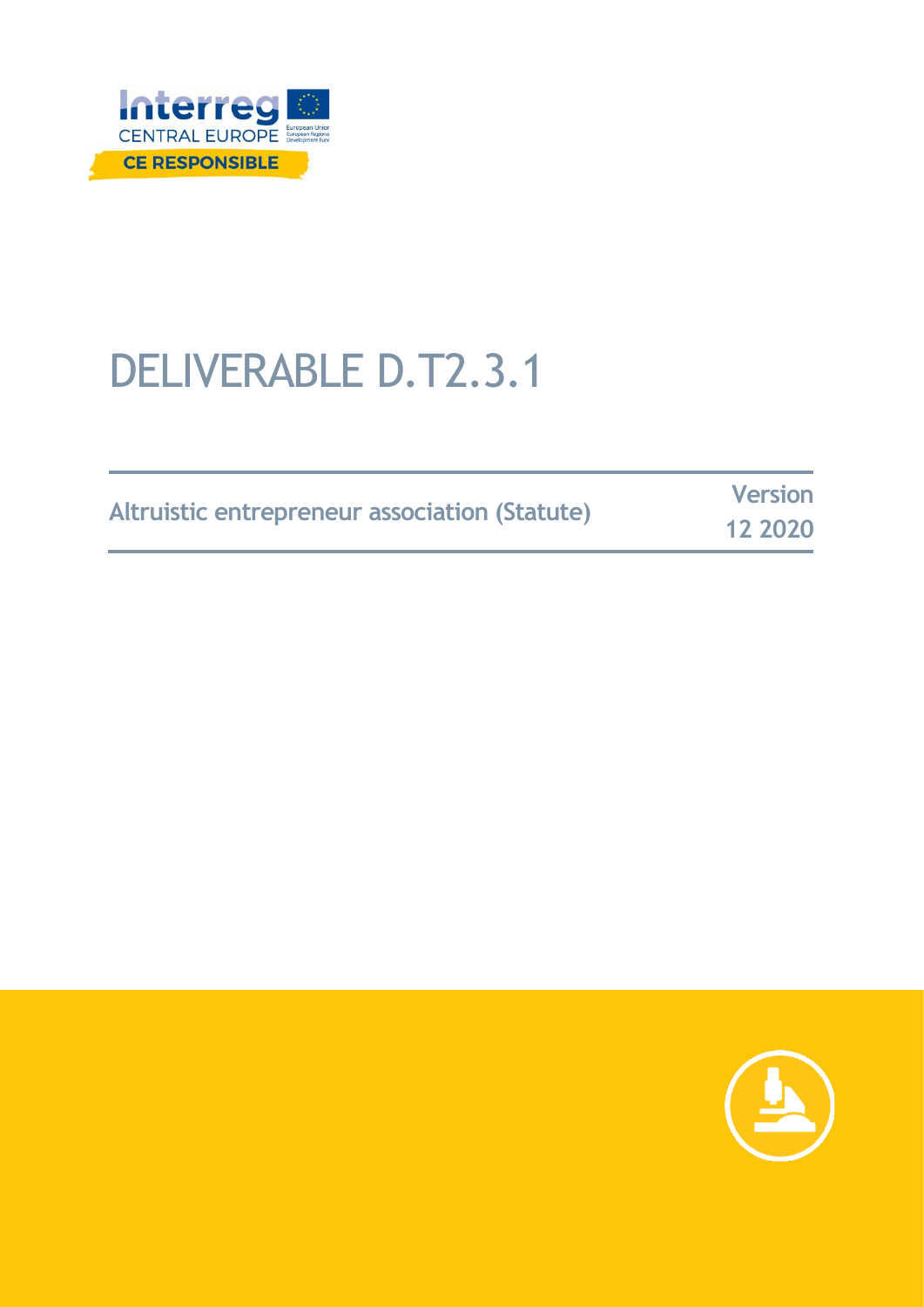Interreg CENTRAL EUROPE

CE RESPONSIBLE

# DELIVERABLE D.T2.3.1

| Altruistic entrepreneur association (Statute) | Version 12 2020 |
|---|---|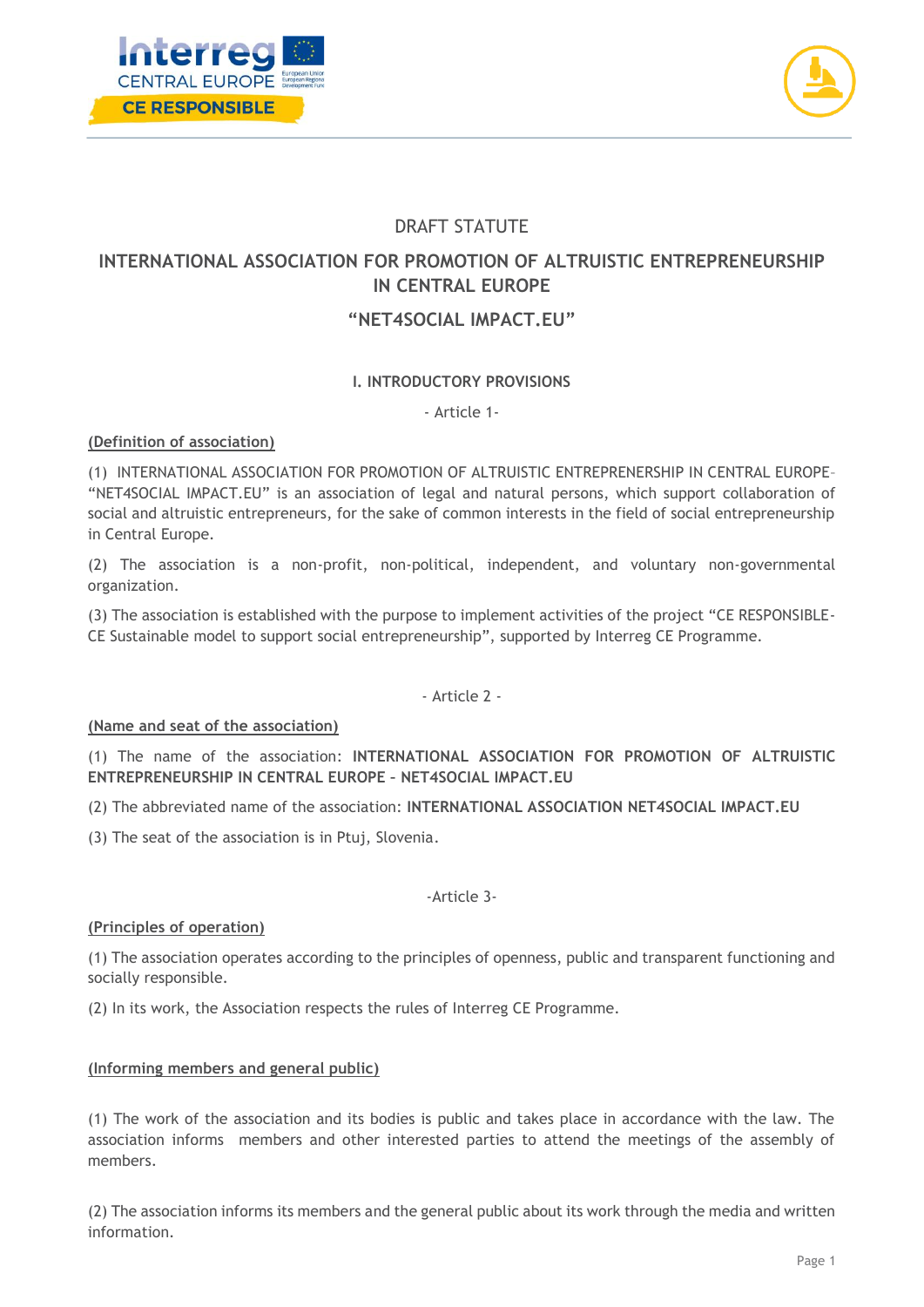DRAFT STATUTE

# INTERNATIONAL ASSOCIATION FOR PROMOTION OF ALTRUISTIC ENTREPRENEURSHIP IN CENTRAL EUROPE

# "NET4SOCIAL IMPACT.EU"

## I. INTRODUCTORY PROVISIONS

- Article 1-

**(Definition of association)**

(1) INTERNATIONAL ASSOCIATION FOR PROMOTION OF ALTRUISTIC ENTREPRENEURSHIP IN CENTRAL EUROPE– "NET4SOCIAL IMPACT.EU" is an association of legal and natural persons, which support collaboration of social and altruistic entrepreneurs, for the sake of common interests in the field of social entrepreneurship in Central Europe.

(2) The association is a non-profit, non-political, independent, and voluntary non-governmental organization.

(3) The association is established with the purpose to implement activities of the project "CE RESPONSIBLE-CE Sustainable model to support social entrepreneurship", supported by Interreg CE Programme.

- Article 2 -

**(Name and seat of the association)**

(1) The name of the association: **INTERNATIONAL ASSOCIATION FOR PROMOTION OF ALTRUISTIC ENTREPRENEURSHIP IN CENTRAL EUROPE – NET4SOCIAL IMPACT.EU**

(2) The abbreviated name of the association: **INTERNATIONAL ASSOCIATION NET4SOCIAL IMPACT.EU**

(3) The seat of the association is in Ptuj, Slovenia.

-Article 3-

**(Principles of operation)**

(1) The association operates according to the principles of openness, public and transparent functioning and socially responsible.

(2) In its work, the Association respects the rules of Interreg CE Programme.

**(Informing members and general public)**

(1) The work of the association and its bodies is public and takes place in accordance with the law. The association informs members and other interested parties to attend the meetings of the assembly of members.

(2) The association informs its members and the general public about its work through the media and written information.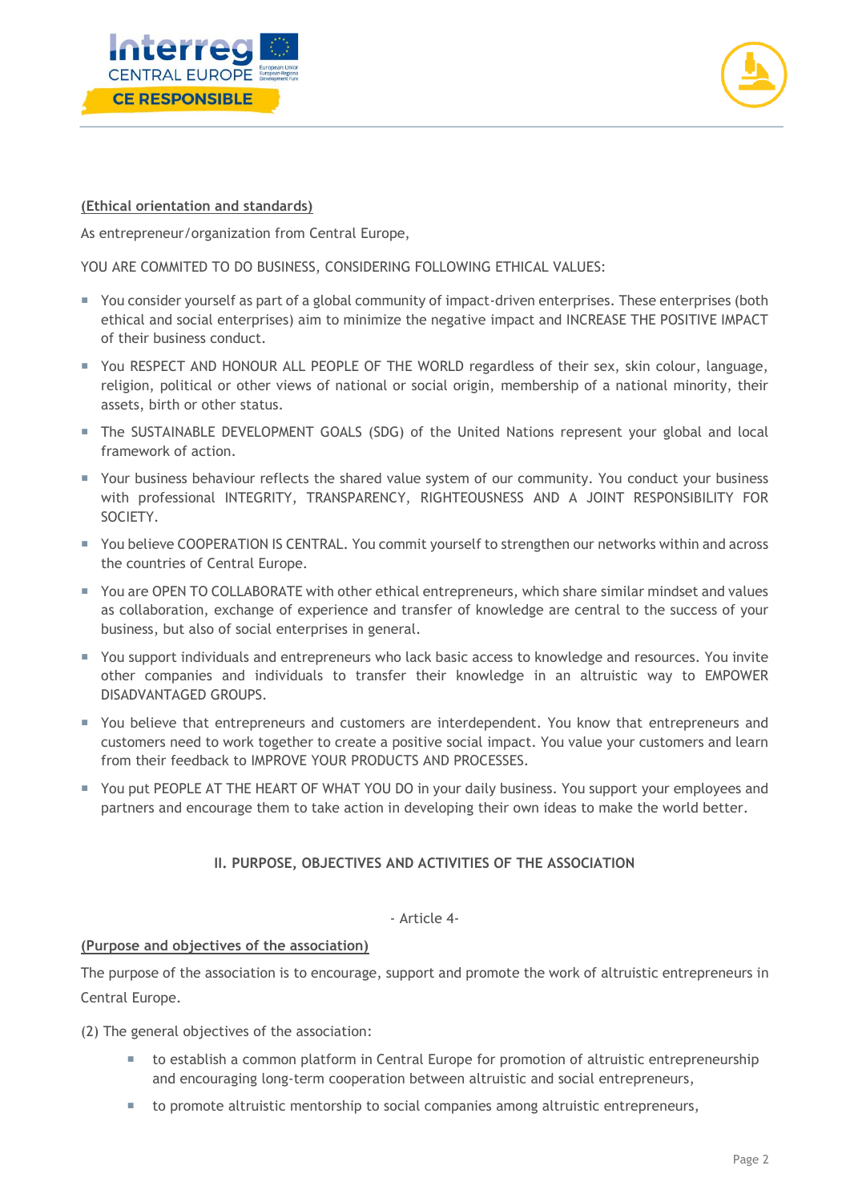<u>(Ethical orientation and standards)</u>

As entrepreneur/organization from Central Europe,

YOU ARE COMMITED TO DO BUSINESS, CONSIDERING FOLLOWING ETHICAL VALUES:

- You consider yourself as part of a global community of impact-driven enterprises. These enterprises (both ethical and social enterprises) aim to minimize the negative impact and INCREASE THE POSITIVE IMPACT of their business conduct.
- You RESPECT AND HONOUR ALL PEOPLE OF THE WORLD regardless of their sex, skin colour, language, religion, political or other views of national or social origin, membership of a national minority, their assets, birth or other status.
- The SUSTAINABLE DEVELOPMENT GOALS (SDG) of the United Nations represent your global and local framework of action.
- Your business behaviour reflects the shared value system of our community. You conduct your business with professional INTEGRITY, TRANSPARENCY, RIGHTEOUSNESS AND A JOINT RESPONSIBILITY FOR SOCIETY.
- You believe COOPERATION IS CENTRAL. You commit yourself to strengthen our networks within and across the countries of Central Europe.
- You are OPEN TO COLLABORATE with other ethical entrepreneurs, which share similar mindset and values as collaboration, exchange of experience and transfer of knowledge are central to the success of your business, but also of social enterprises in general.
- You support individuals and entrepreneurs who lack basic access to knowledge and resources. You invite other companies and individuals to transfer their knowledge in an altruistic way to EMPOWER DISADVANTAGED GROUPS.
- You believe that entrepreneurs and customers are interdependent. You know that entrepreneurs and customers need to work together to create a positive social impact. You value your customers and learn from their feedback to IMPROVE YOUR PRODUCTS AND PROCESSES.
- You put PEOPLE AT THE HEART OF WHAT YOU DO in your daily business. You support your employees and partners and encourage them to take action in developing their own ideas to make the world better.

## II. PURPOSE, OBJECTIVES AND ACTIVITIES OF THE ASSOCIATION

- Article 4-

<u>(Purpose and objectives of the association)</u>

The purpose of the association is to encourage, support and promote the work of altruistic entrepreneurs in Central Europe.

(2) The general objectives of the association:

- to establish a common platform in Central Europe for promotion of altruistic entrepreneurship and encouraging long-term cooperation between altruistic and social entrepreneurs,
- to promote altruistic mentorship to social companies among altruistic entrepreneurs,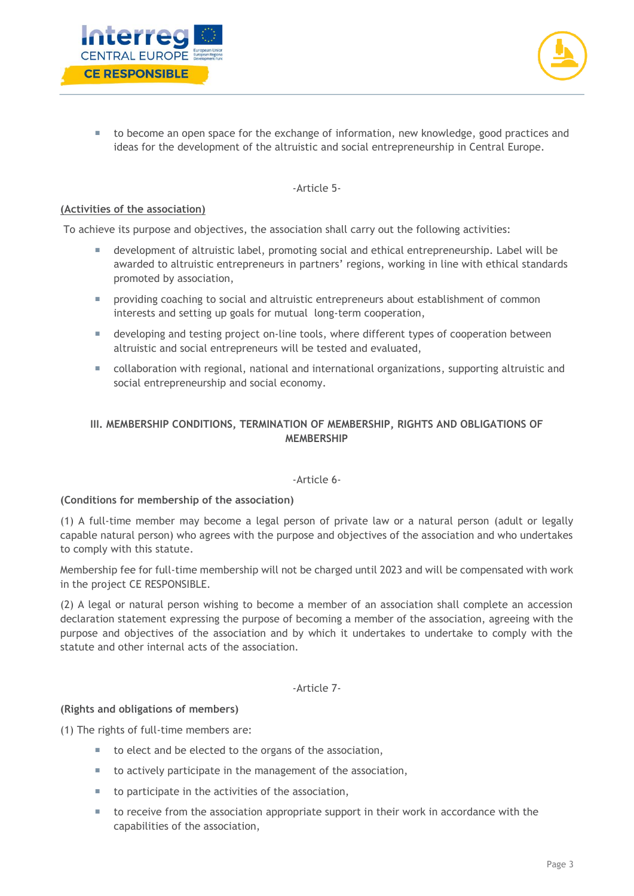- to become an open space for the exchange of information, new knowledge, good practices and ideas for the development of the altruistic and social entrepreneurship in Central Europe.

-Article 5-

**(Activities of the association)**

To achieve its purpose and objectives, the association shall carry out the following activities:

- development of altruistic label, promoting social and ethical entrepreneurship. Label will be awarded to altruistic entrepreneurs in partners' regions, working in line with ethical standards promoted by association,
- providing coaching to social and altruistic entrepreneurs about establishment of common interests and setting up goals for mutual long-term cooperation,
- developing and testing project on-line tools, where different types of cooperation between altruistic and social entrepreneurs will be tested and evaluated,
- collaboration with regional, national and international organizations, supporting altruistic and social entrepreneurship and social economy.

## III. MEMBERSHIP CONDITIONS, TERMINATION OF MEMBERSHIP, RIGHTS AND OBLIGATIONS OF MEMBERSHIP

-Article 6-

**(Conditions for membership of the association)**

(1) A full-time member may become a legal person of private law or a natural person (adult or legally capable natural person) who agrees with the purpose and objectives of the association and who undertakes to comply with this statute.

Membership fee for full-time membership will not be charged until 2023 and will be compensated with work in the project CE RESPONSIBLE.

(2) A legal or natural person wishing to become a member of an association shall complete an accession declaration statement expressing the purpose of becoming a member of the association, agreeing with the purpose and objectives of the association and by which it undertakes to undertake to comply with the statute and other internal acts of the association.

-Article 7-

**(Rights and obligations of members)**

(1) The rights of full-time members are:

- to elect and be elected to the organs of the association,
- to actively participate in the management of the association,
- to participate in the activities of the association,
- to receive from the association appropriate support in their work in accordance with the capabilities of the association,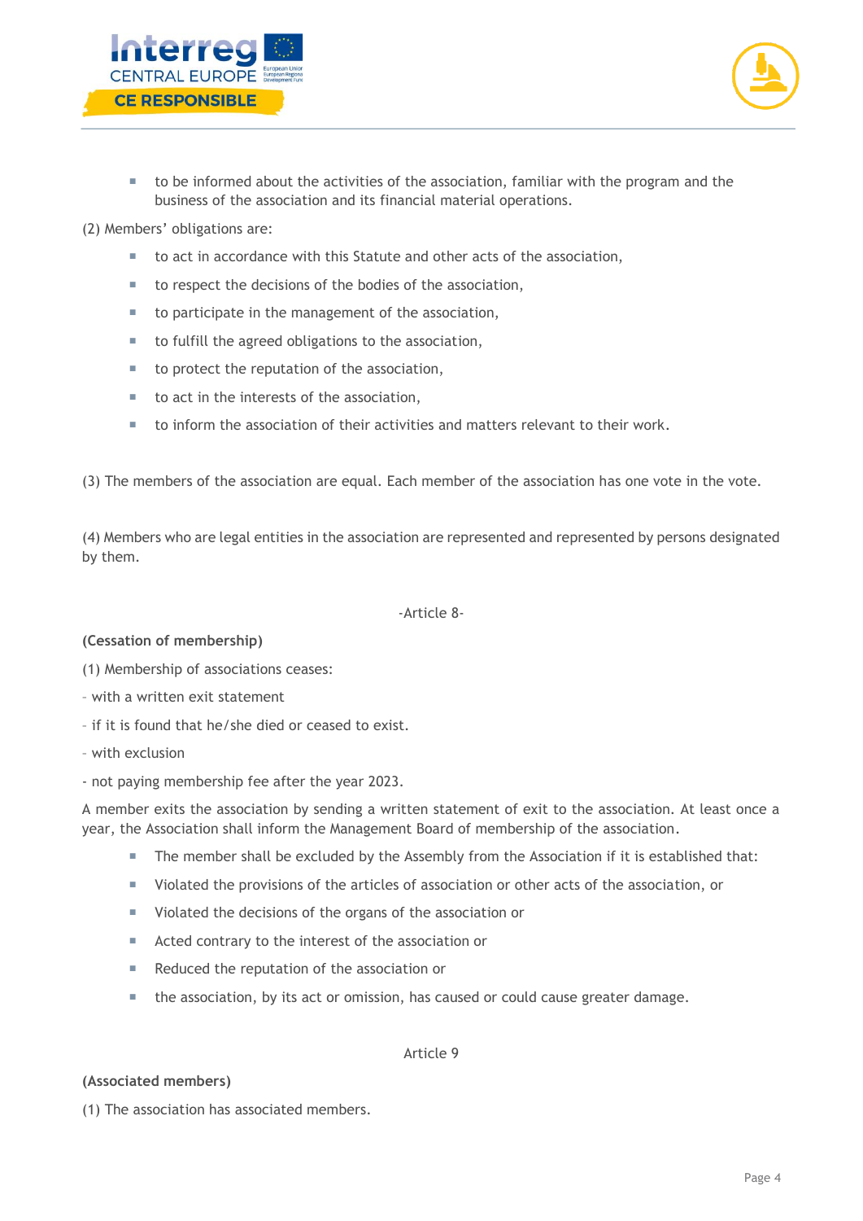- to be informed about the activities of the association, familiar with the program and the business of the association and its financial material operations.

(2) Members' obligations are:

- to act in accordance with this Statute and other acts of the association,
- to respect the decisions of the bodies of the association,
- to participate in the management of the association,
- to fulfill the agreed obligations to the association,
- to protect the reputation of the association,
- to act in the interests of the association,
- to inform the association of their activities and matters relevant to their work.

(3) The members of the association are equal. Each member of the association has one vote in the vote.

(4) Members who are legal entities in the association are represented and represented by persons designated by them.

-Article 8-

**(Cessation of membership)**

(1) Membership of associations ceases:

- with a written exit statement
- if it is found that he/she died or ceased to exist.
- with exclusion
- not paying membership fee after the year 2023.

A member exits the association by sending a written statement of exit to the association. At least once a year, the Association shall inform the Management Board of membership of the association.

- The member shall be excluded by the Assembly from the Association if it is established that:
- Violated the provisions of the articles of association or other acts of the association, or
- Violated the decisions of the organs of the association or
- Acted contrary to the interest of the association or
- Reduced the reputation of the association or
- the association, by its act or omission, has caused or could cause greater damage.

Article 9

**(Associated members)**

(1) The association has associated members.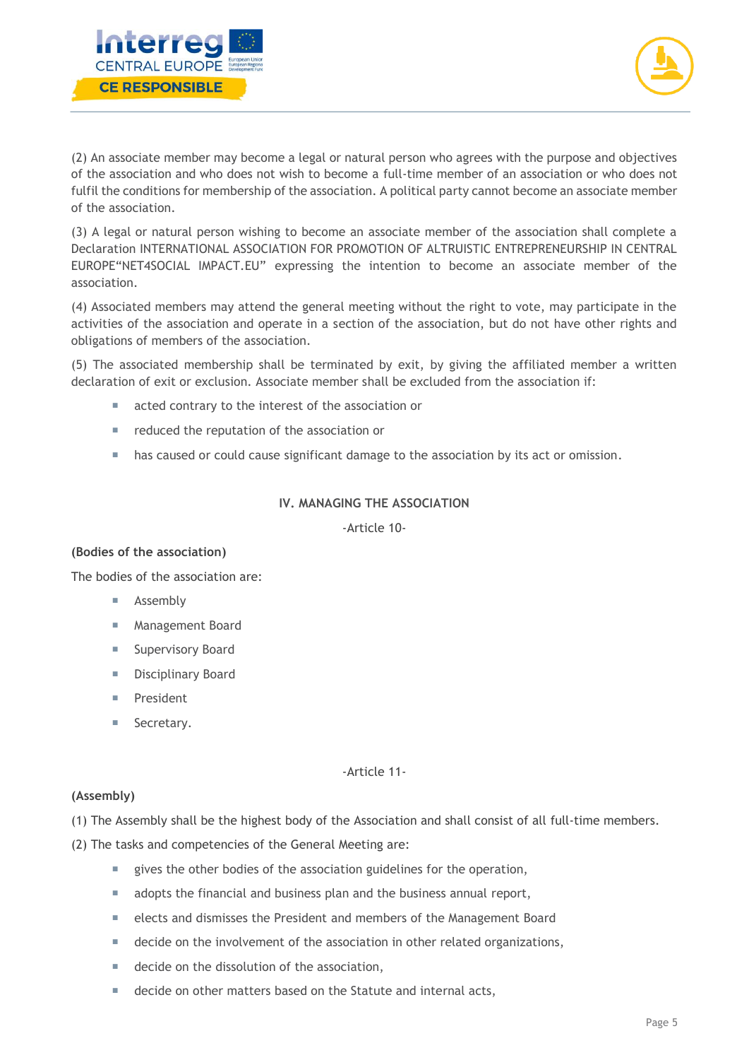(2) An associate member may become a legal or natural person who agrees with the purpose and objectives of the association and who does not wish to become a full-time member of an association or who does not fulfil the conditions for membership of the association. A political party cannot become an associate member of the association.

(3) A legal or natural person wishing to become an associate member of the association shall complete a Declaration INTERNATIONAL ASSOCIATION FOR PROMOTION OF ALTRUISTIC ENTREPRENEURSHIP IN CENTRAL EUROPE"NET4SOCIAL IMPACT.EU" expressing the intention to become an associate member of the association.

(4) Associated members may attend the general meeting without the right to vote, may participate in the activities of the association and operate in a section of the association, but do not have other rights and obligations of members of the association.

(5) The associated membership shall be terminated by exit, by giving the affiliated member a written declaration of exit or exclusion. Associate member shall be excluded from the association if:

- acted contrary to the interest of the association or
- reduced the reputation of the association or
- has caused or could cause significant damage to the association by its act or omission.

## IV. MANAGING THE ASSOCIATION

-Article 10-

**(Bodies of the association)**

The bodies of the association are:

- Assembly
- Management Board
- Supervisory Board
- Disciplinary Board
- President
- Secretary.

-Article 11-

**(Assembly)**

(1) The Assembly shall be the highest body of the Association and shall consist of all full-time members.

(2) The tasks and competencies of the General Meeting are:

- gives the other bodies of the association guidelines for the operation,
- adopts the financial and business plan and the business annual report,
- elects and dismisses the President and members of the Management Board
- decide on the involvement of the association in other related organizations,
- decide on the dissolution of the association,
- decide on other matters based on the Statute and internal acts,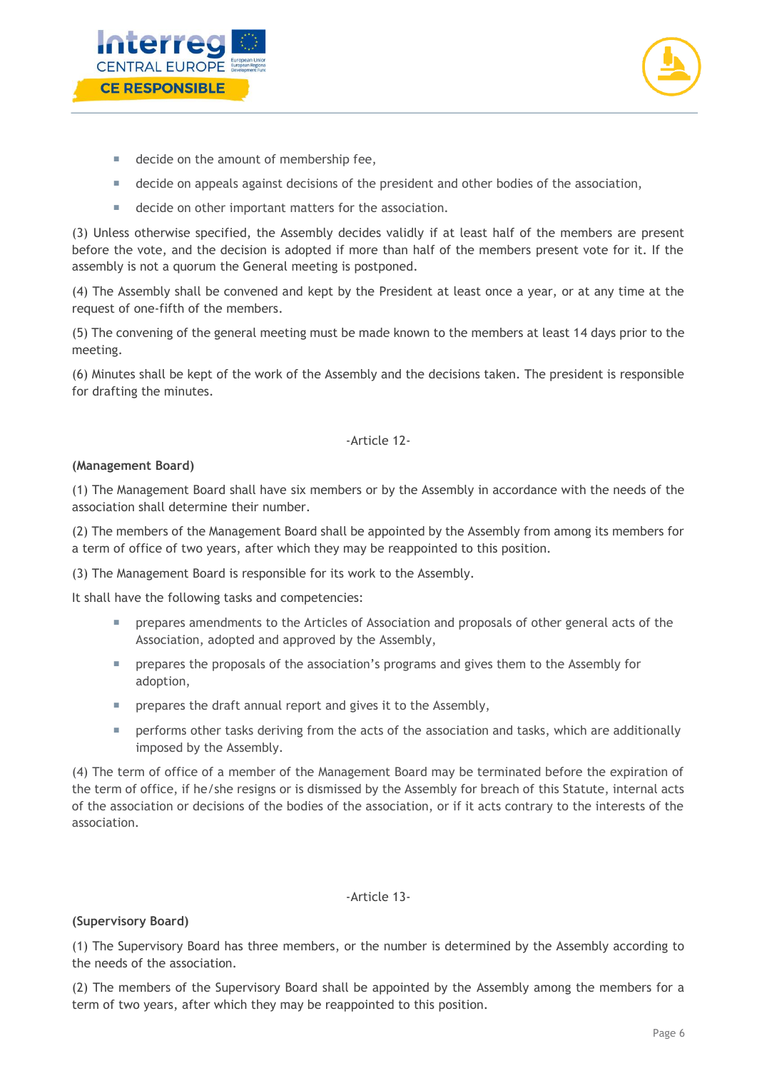- decide on the amount of membership fee,
- decide on appeals against decisions of the president and other bodies of the association,
- decide on other important matters for the association.

(3) Unless otherwise specified, the Assembly decides validly if at least half of the members are present before the vote, and the decision is adopted if more than half of the members present vote for it. If the assembly is not a quorum the General meeting is postponed.

(4) The Assembly shall be convened and kept by the President at least once a year, or at any time at the request of one-fifth of the members.

(5) The convening of the general meeting must be made known to the members at least 14 days prior to the meeting.

(6) Minutes shall be kept of the work of the Assembly and the decisions taken. The president is responsible for drafting the minutes.

-Article 12-

**(Management Board)**

(1) The Management Board shall have six members or by the Assembly in accordance with the needs of the association shall determine their number.

(2) The members of the Management Board shall be appointed by the Assembly from among its members for a term of office of two years, after which they may be reappointed to this position.

(3) The Management Board is responsible for its work to the Assembly.

It shall have the following tasks and competencies:

- prepares amendments to the Articles of Association and proposals of other general acts of the Association, adopted and approved by the Assembly,
- prepares the proposals of the association's programs and gives them to the Assembly for adoption,
- prepares the draft annual report and gives it to the Assembly,
- performs other tasks deriving from the acts of the association and tasks, which are additionally imposed by the Assembly.

(4) The term of office of a member of the Management Board may be terminated before the expiration of the term of office, if he/she resigns or is dismissed by the Assembly for breach of this Statute, internal acts of the association or decisions of the bodies of the association, or if it acts contrary to the interests of the association.

-Article 13-

**(Supervisory Board)**

(1) The Supervisory Board has three members, or the number is determined by the Assembly according to the needs of the association.

(2) The members of the Supervisory Board shall be appointed by the Assembly among the members for a term of two years, after which they may be reappointed to this position.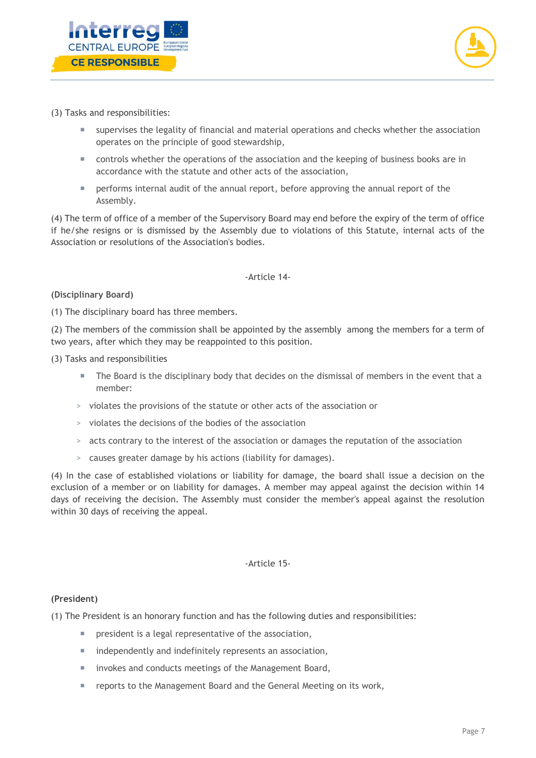(3) Tasks and responsibilities:

- supervises the legality of financial and material operations and checks whether the association operates on the principle of good stewardship,
- controls whether the operations of the association and the keeping of business books are in accordance with the statute and other acts of the association,
- performs internal audit of the annual report, before approving the annual report of the Assembly.

(4) The term of office of a member of the Supervisory Board may end before the expiry of the term of office if he/she resigns or is dismissed by the Assembly due to violations of this Statute, internal acts of the Association or resolutions of the Association's bodies.

-Article 14-

**(Disciplinary Board)**

(1) The disciplinary board has three members.

(2) The members of the commission shall be appointed by the assembly among the members for a term of two years, after which they may be reappointed to this position.

(3) Tasks and responsibilities

- The Board is the disciplinary body that decides on the dismissal of members in the event that a member:
  - violates the provisions of the statute or other acts of the association or
  - violates the decisions of the bodies of the association
  - acts contrary to the interest of the association or damages the reputation of the association
  - causes greater damage by his actions (liability for damages).

(4) In the case of established violations or liability for damage, the board shall issue a decision on the exclusion of a member or on liability for damages. A member may appeal against the decision within 14 days of receiving the decision. The Assembly must consider the member's appeal against the resolution within 30 days of receiving the appeal.

-Article 15-

**(President)**

(1) The President is an honorary function and has the following duties and responsibilities:

- president is a legal representative of the association,
- independently and indefinitely represents an association,
- invokes and conducts meetings of the Management Board,
- reports to the Management Board and the General Meeting on its work,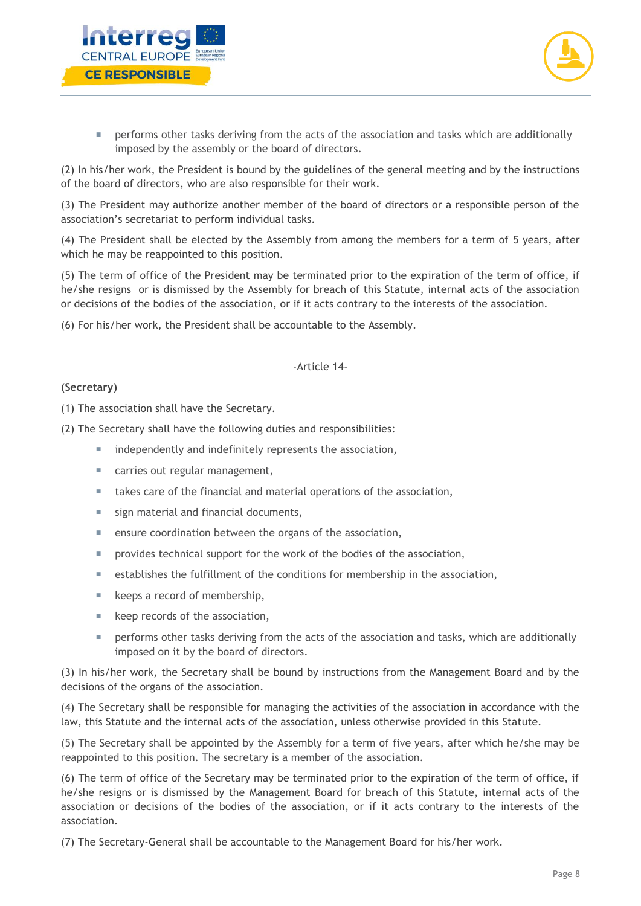- performs other tasks deriving from the acts of the association and tasks which are additionally imposed by the assembly or the board of directors.

(2) In his/her work, the President is bound by the guidelines of the general meeting and by the instructions of the board of directors, who are also responsible for their work.

(3) The President may authorize another member of the board of directors or a responsible person of the association's secretariat to perform individual tasks.

(4) The President shall be elected by the Assembly from among the members for a term of 5 years, after which he may be reappointed to this position.

(5) The term of office of the President may be terminated prior to the expiration of the term of office, if he/she resigns or is dismissed by the Assembly for breach of this Statute, internal acts of the association or decisions of the bodies of the association, or if it acts contrary to the interests of the association.

(6) For his/her work, the President shall be accountable to the Assembly.

-Article 14-

**(Secretary)**

(1) The association shall have the Secretary.

(2) The Secretary shall have the following duties and responsibilities:

- independently and indefinitely represents the association,
- carries out regular management,
- takes care of the financial and material operations of the association,
- sign material and financial documents,
- ensure coordination between the organs of the association,
- provides technical support for the work of the bodies of the association,
- establishes the fulfillment of the conditions for membership in the association,
- keeps a record of membership,
- keep records of the association,
- performs other tasks deriving from the acts of the association and tasks, which are additionally imposed on it by the board of directors.

(3) In his/her work, the Secretary shall be bound by instructions from the Management Board and by the decisions of the organs of the association.

(4) The Secretary shall be responsible for managing the activities of the association in accordance with the law, this Statute and the internal acts of the association, unless otherwise provided in this Statute.

(5) The Secretary shall be appointed by the Assembly for a term of five years, after which he/she may be reappointed to this position. The secretary is a member of the association.

(6) The term of office of the Secretary may be terminated prior to the expiration of the term of office, if he/she resigns or is dismissed by the Management Board for breach of this Statute, internal acts of the association or decisions of the bodies of the association, or if it acts contrary to the interests of the association.

(7) The Secretary-General shall be accountable to the Management Board for his/her work.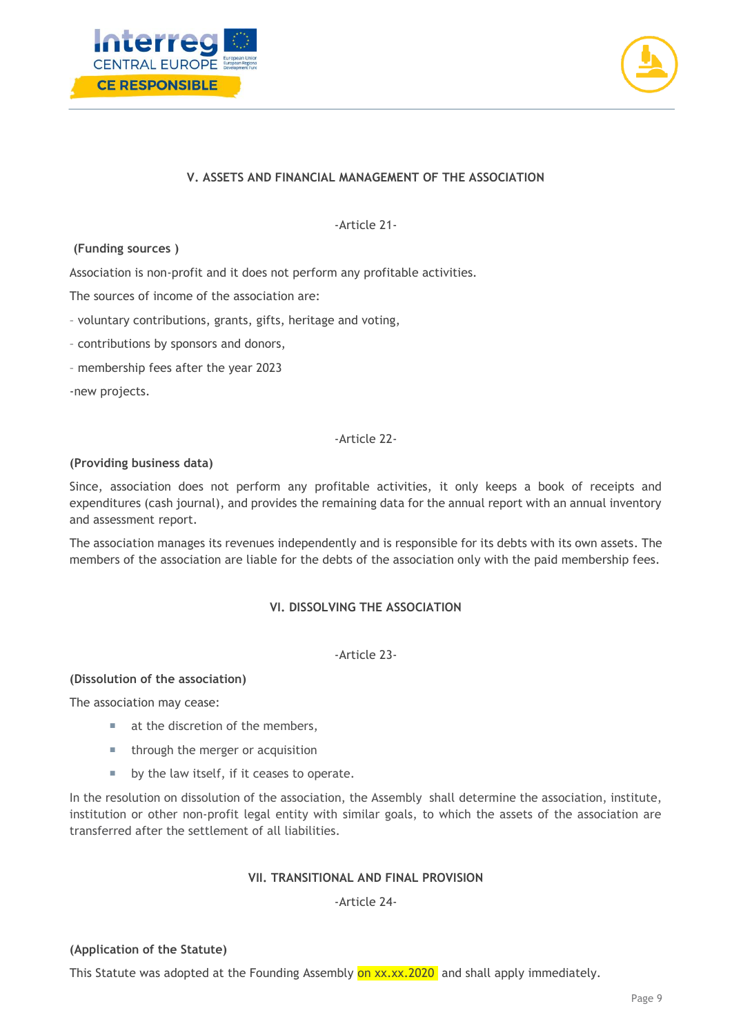## V. ASSETS AND FINANCIAL MANAGEMENT OF THE ASSOCIATION

-Article 21-

**(Funding sources )**

Association is non-profit and it does not perform any profitable activities.

The sources of income of the association are:

- voluntary contributions, grants, gifts, heritage and voting,
- contributions by sponsors and donors,
- membership fees after the year 2023
- new projects.

-Article 22-

**(Providing business data)**

Since, association does not perform any profitable activities, it only keeps a book of receipts and expenditures (cash journal), and provides the remaining data for the annual report with an annual inventory and assessment report.

The association manages its revenues independently and is responsible for its debts with its own assets. The members of the association are liable for the debts of the association only with the paid membership fees.

## VI. DISSOLVING THE ASSOCIATION

-Article 23-

**(Dissolution of the association)**

The association may cease:

- at the discretion of the members,
- through the merger or acquisition
- by the law itself, if it ceases to operate.

In the resolution on dissolution of the association, the Assembly shall determine the association, institute, institution or other non-profit legal entity with similar goals, to which the assets of the association are transferred after the settlement of all liabilities.

## VII. TRANSITIONAL AND FINAL PROVISION

-Article 24-

**(Application of the Statute)**

This Statute was adopted at the Founding Assembly on xx.xx.2020 and shall apply immediately.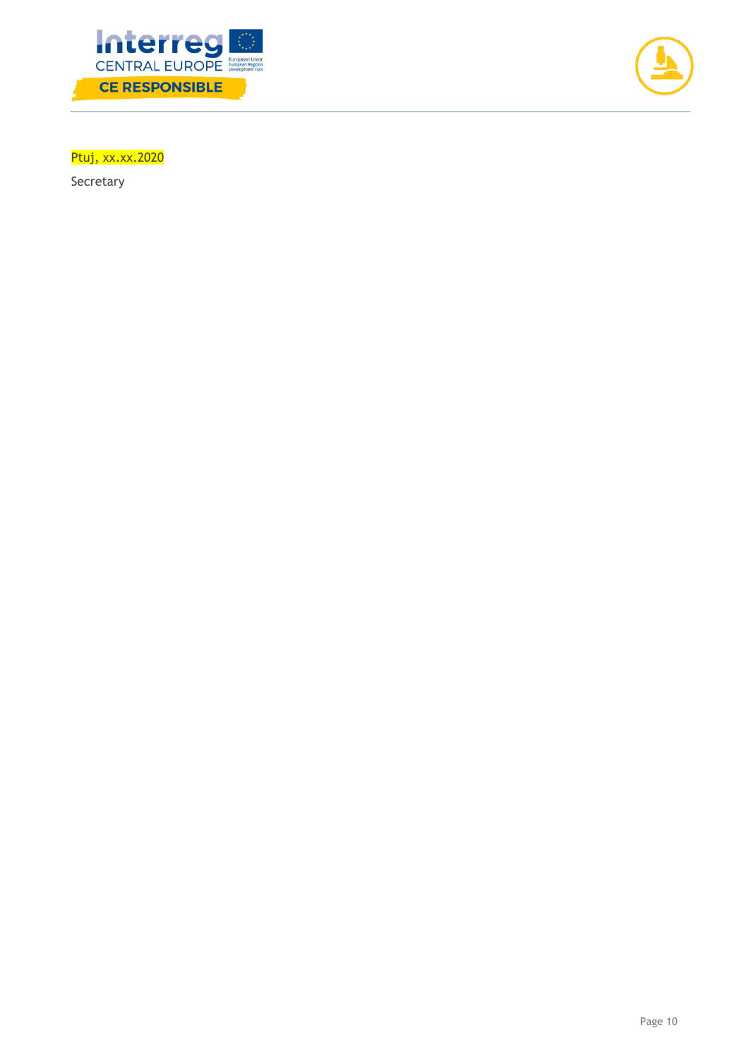Ptuj, xx.xx.2020

Secretary